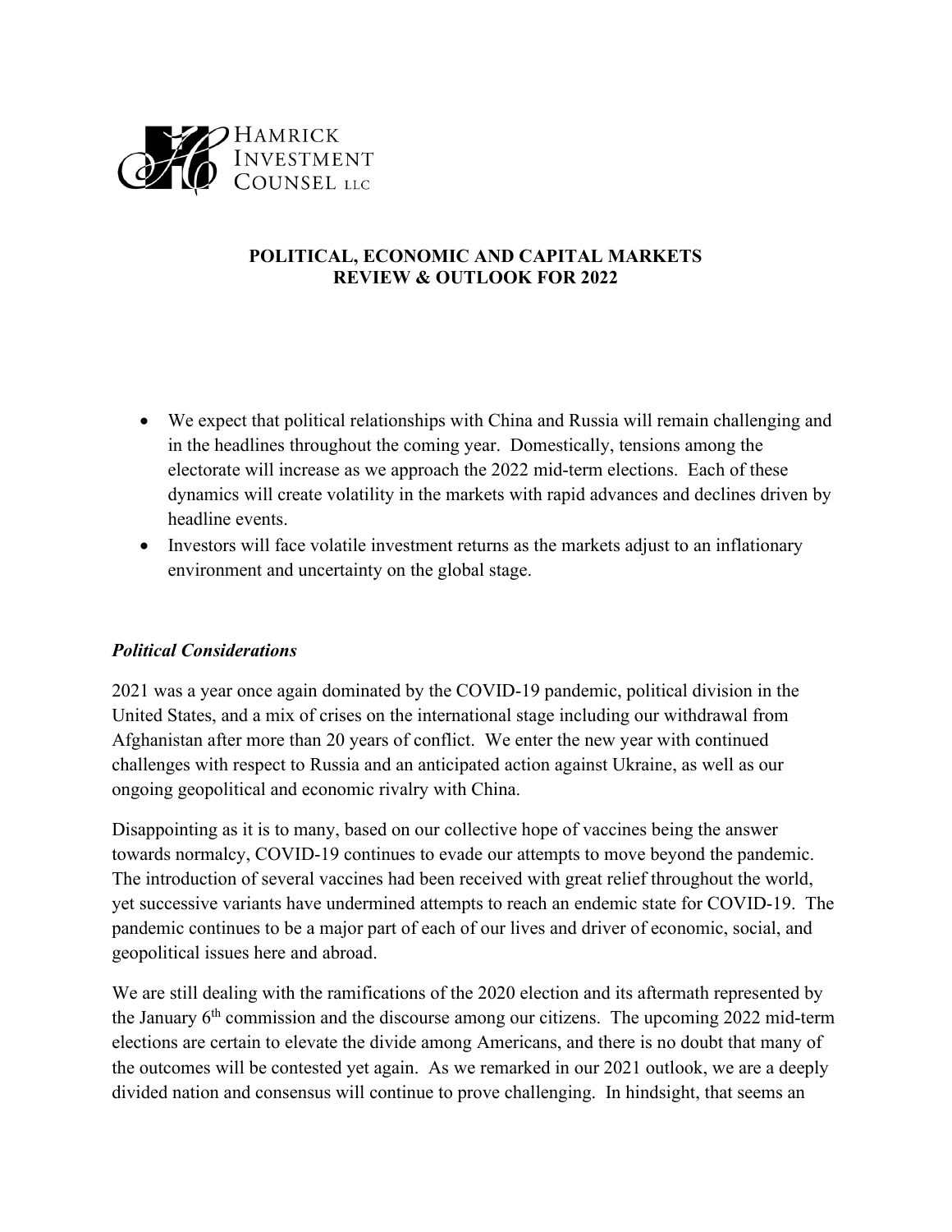HAMRICK INVESTMENT COUNSEL LLC

**POLITICAL, ECONOMIC AND CAPITAL MARKETS**
**REVIEW & OUTLOOK FOR 2022**

- We expect that political relationships with China and Russia will remain challenging and in the headlines throughout the coming year. Domestically, tensions among the electorate will increase as we approach the 2022 mid-term elections. Each of these dynamics will create volatility in the markets with rapid advances and declines driven by headline events.
- Investors will face volatile investment returns as the markets adjust to an inflationary environment and uncertainty on the global stage.

### *Political Considerations*

2021 was a year once again dominated by the COVID-19 pandemic, political division in the United States, and a mix of crises on the international stage including our withdrawal from Afghanistan after more than 20 years of conflict. We enter the new year with continued challenges with respect to Russia and an anticipated action against Ukraine, as well as our ongoing geopolitical and economic rivalry with China.

Disappointing as it is to many, based on our collective hope of vaccines being the answer towards normalcy, COVID-19 continues to evade our attempts to move beyond the pandemic. The introduction of several vaccines had been received with great relief throughout the world, yet successive variants have undermined attempts to reach an endemic state for COVID-19. The pandemic continues to be a major part of each of our lives and driver of economic, social, and geopolitical issues here and abroad.

We are still dealing with the ramifications of the 2020 election and its aftermath represented by the January 6th commission and the discourse among our citizens. The upcoming 2022 mid-term elections are certain to elevate the divide among Americans, and there is no doubt that many of the outcomes will be contested yet again. As we remarked in our 2021 outlook, we are a deeply divided nation and consensus will continue to prove challenging. In hindsight, that seems an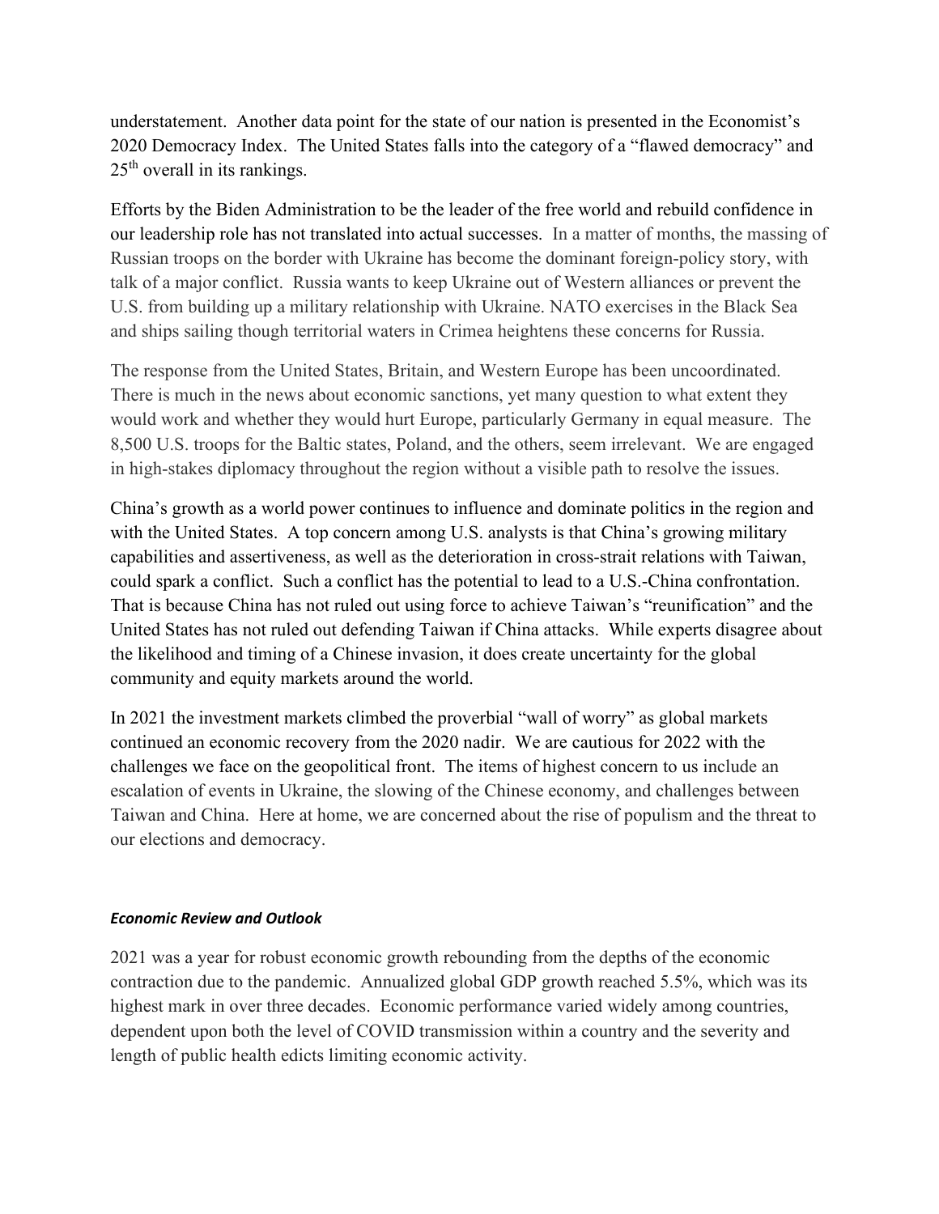understatement. Another data point for the state of our nation is presented in the Economist's 2020 Democracy Index. The United States falls into the category of a "flawed democracy" and 25th overall in its rankings.

Efforts by the Biden Administration to be the leader of the free world and rebuild confidence in our leadership role has not translated into actual successes. In a matter of months, the massing of Russian troops on the border with Ukraine has become the dominant foreign-policy story, with talk of a major conflict. Russia wants to keep Ukraine out of Western alliances or prevent the U.S. from building up a military relationship with Ukraine. NATO exercises in the Black Sea and ships sailing though territorial waters in Crimea heightens these concerns for Russia.

The response from the United States, Britain, and Western Europe has been uncoordinated. There is much in the news about economic sanctions, yet many question to what extent they would work and whether they would hurt Europe, particularly Germany in equal measure. The 8,500 U.S. troops for the Baltic states, Poland, and the others, seem irrelevant. We are engaged in high-stakes diplomacy throughout the region without a visible path to resolve the issues.

China's growth as a world power continues to influence and dominate politics in the region and with the United States. A top concern among U.S. analysts is that China's growing military capabilities and assertiveness, as well as the deterioration in cross-strait relations with Taiwan, could spark a conflict. Such a conflict has the potential to lead to a U.S.-China confrontation. That is because China has not ruled out using force to achieve Taiwan's "reunification" and the United States has not ruled out defending Taiwan if China attacks. While experts disagree about the likelihood and timing of a Chinese invasion, it does create uncertainty for the global community and equity markets around the world.

In 2021 the investment markets climbed the proverbial "wall of worry" as global markets continued an economic recovery from the 2020 nadir. We are cautious for 2022 with the challenges we face on the geopolitical front. The items of highest concern to us include an escalation of events in Ukraine, the slowing of the Chinese economy, and challenges between Taiwan and China. Here at home, we are concerned about the rise of populism and the threat to our elections and democracy.

### ***Economic Review and Outlook***

2021 was a year for robust economic growth rebounding from the depths of the economic contraction due to the pandemic. Annualized global GDP growth reached 5.5%, which was its highest mark in over three decades. Economic performance varied widely among countries, dependent upon both the level of COVID transmission within a country and the severity and length of public health edicts limiting economic activity.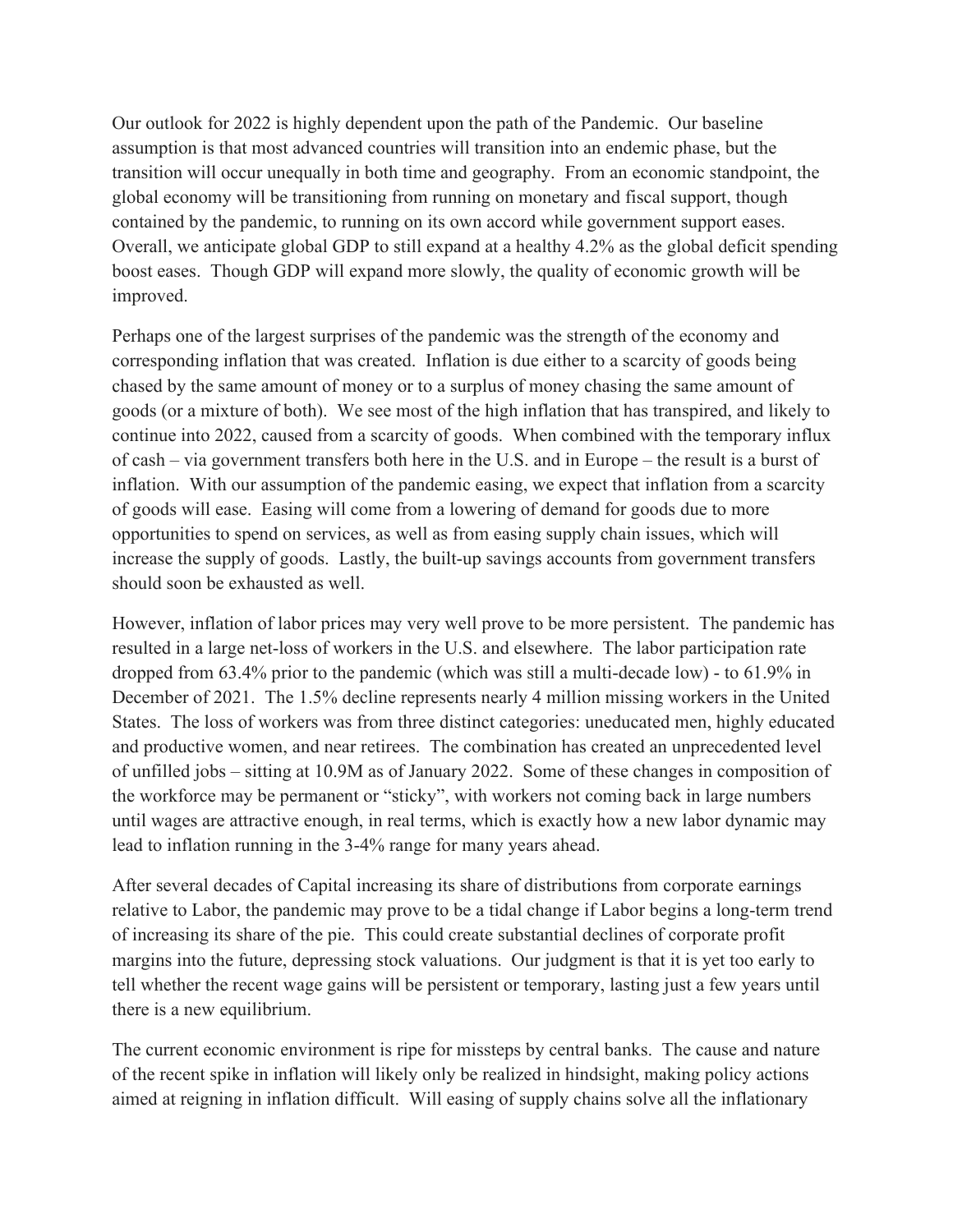Our outlook for 2022 is highly dependent upon the path of the Pandemic. Our baseline assumption is that most advanced countries will transition into an endemic phase, but the transition will occur unequally in both time and geography. From an economic standpoint, the global economy will be transitioning from running on monetary and fiscal support, though contained by the pandemic, to running on its own accord while government support eases. Overall, we anticipate global GDP to still expand at a healthy 4.2% as the global deficit spending boost eases. Though GDP will expand more slowly, the quality of economic growth will be improved.

Perhaps one of the largest surprises of the pandemic was the strength of the economy and corresponding inflation that was created. Inflation is due either to a scarcity of goods being chased by the same amount of money or to a surplus of money chasing the same amount of goods (or a mixture of both). We see most of the high inflation that has transpired, and likely to continue into 2022, caused from a scarcity of goods. When combined with the temporary influx of cash – via government transfers both here in the U.S. and in Europe – the result is a burst of inflation. With our assumption of the pandemic easing, we expect that inflation from a scarcity of goods will ease. Easing will come from a lowering of demand for goods due to more opportunities to spend on services, as well as from easing supply chain issues, which will increase the supply of goods. Lastly, the built-up savings accounts from government transfers should soon be exhausted as well.

However, inflation of labor prices may very well prove to be more persistent. The pandemic has resulted in a large net-loss of workers in the U.S. and elsewhere. The labor participation rate dropped from 63.4% prior to the pandemic (which was still a multi-decade low) - to 61.9% in December of 2021. The 1.5% decline represents nearly 4 million missing workers in the United States. The loss of workers was from three distinct categories: uneducated men, highly educated and productive women, and near retirees. The combination has created an unprecedented level of unfilled jobs – sitting at 10.9M as of January 2022. Some of these changes in composition of the workforce may be permanent or "sticky", with workers not coming back in large numbers until wages are attractive enough, in real terms, which is exactly how a new labor dynamic may lead to inflation running in the 3-4% range for many years ahead.

After several decades of Capital increasing its share of distributions from corporate earnings relative to Labor, the pandemic may prove to be a tidal change if Labor begins a long-term trend of increasing its share of the pie. This could create substantial declines of corporate profit margins into the future, depressing stock valuations. Our judgment is that it is yet too early to tell whether the recent wage gains will be persistent or temporary, lasting just a few years until there is a new equilibrium.

The current economic environment is ripe for missteps by central banks. The cause and nature of the recent spike in inflation will likely only be realized in hindsight, making policy actions aimed at reigning in inflation difficult. Will easing of supply chains solve all the inflationary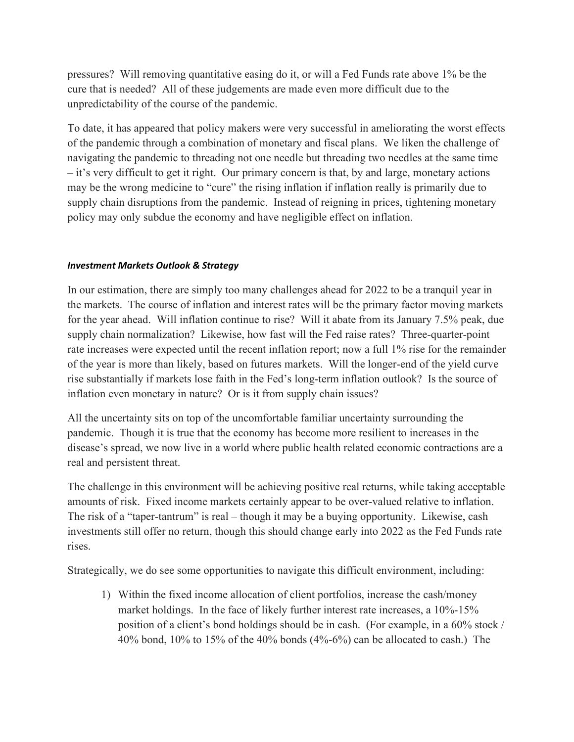pressures? Will removing quantitative easing do it, or will a Fed Funds rate above 1% be the cure that is needed? All of these judgements are made even more difficult due to the unpredictability of the course of the pandemic.

To date, it has appeared that policy makers were very successful in ameliorating the worst effects of the pandemic through a combination of monetary and fiscal plans. We liken the challenge of navigating the pandemic to threading not one needle but threading two needles at the same time – it's very difficult to get it right. Our primary concern is that, by and large, monetary actions may be the wrong medicine to "cure" the rising inflation if inflation really is primarily due to supply chain disruptions from the pandemic. Instead of reigning in prices, tightening monetary policy may only subdue the economy and have negligible effect on inflation.

***Investment Markets Outlook & Strategy***

In our estimation, there are simply too many challenges ahead for 2022 to be a tranquil year in the markets. The course of inflation and interest rates will be the primary factor moving markets for the year ahead. Will inflation continue to rise? Will it abate from its January 7.5% peak, due supply chain normalization? Likewise, how fast will the Fed raise rates? Three-quarter-point rate increases were expected until the recent inflation report; now a full 1% rise for the remainder of the year is more than likely, based on futures markets. Will the longer-end of the yield curve rise substantially if markets lose faith in the Fed's long-term inflation outlook? Is the source of inflation even monetary in nature? Or is it from supply chain issues?

All the uncertainty sits on top of the uncomfortable familiar uncertainty surrounding the pandemic. Though it is true that the economy has become more resilient to increases in the disease's spread, we now live in a world where public health related economic contractions are a real and persistent threat.

The challenge in this environment will be achieving positive real returns, while taking acceptable amounts of risk. Fixed income markets certainly appear to be over-valued relative to inflation. The risk of a "taper-tantrum" is real – though it may be a buying opportunity. Likewise, cash investments still offer no return, though this should change early into 2022 as the Fed Funds rate rises.

Strategically, we do see some opportunities to navigate this difficult environment, including:

1) Within the fixed income allocation of client portfolios, increase the cash/money market holdings. In the face of likely further interest rate increases, a 10%-15% position of a client's bond holdings should be in cash. (For example, in a 60% stock / 40% bond, 10% to 15% of the 40% bonds (4%-6%) can be allocated to cash.) The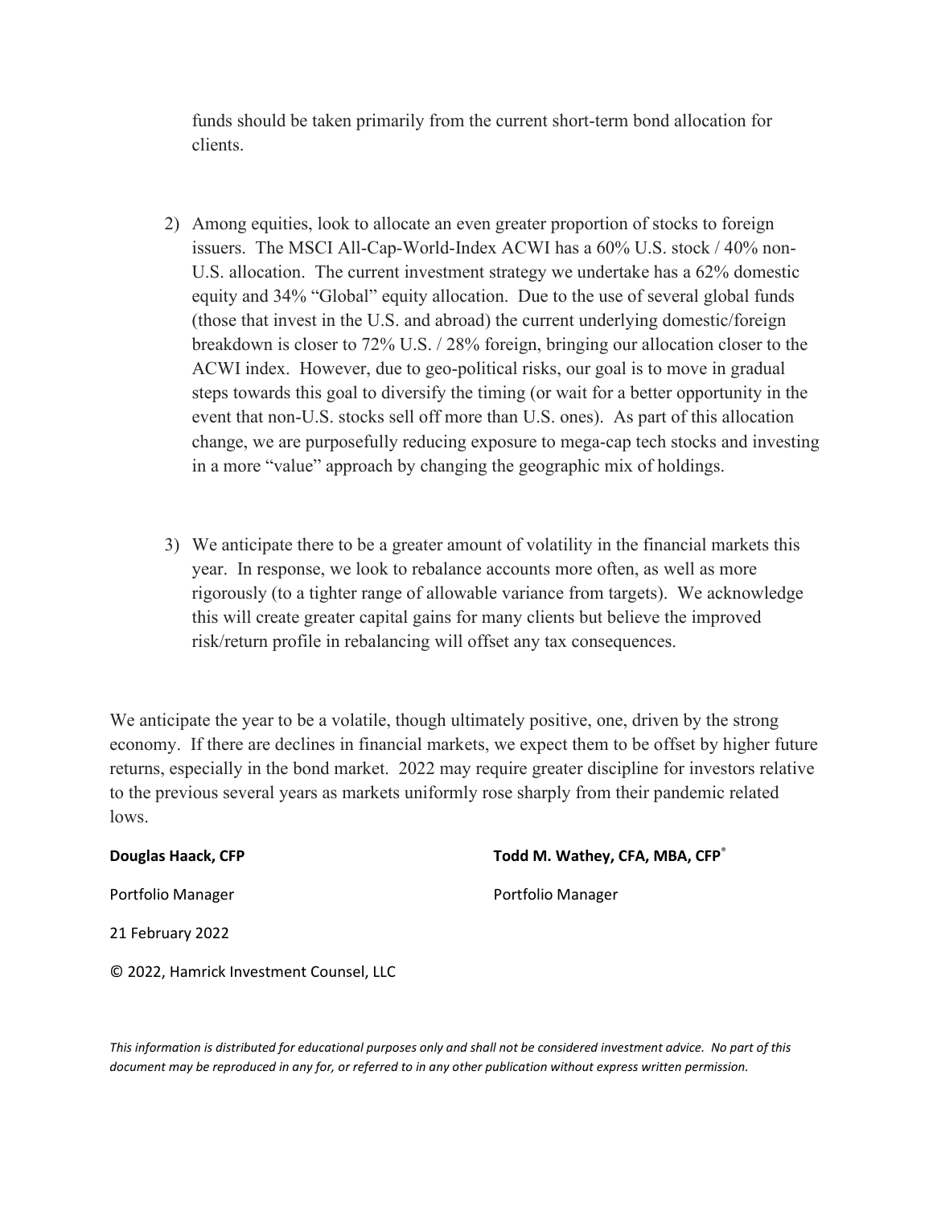funds should be taken primarily from the current short-term bond allocation for clients.

2) Among equities, look to allocate an even greater proportion of stocks to foreign issuers. The MSCI All-Cap-World-Index ACWI has a 60% U.S. stock / 40% non-U.S. allocation. The current investment strategy we undertake has a 62% domestic equity and 34% "Global" equity allocation. Due to the use of several global funds (those that invest in the U.S. and abroad) the current underlying domestic/foreign breakdown is closer to 72% U.S. / 28% foreign, bringing our allocation closer to the ACWI index. However, due to geo-political risks, our goal is to move in gradual steps towards this goal to diversify the timing (or wait for a better opportunity in the event that non-U.S. stocks sell off more than U.S. ones). As part of this allocation change, we are purposefully reducing exposure to mega-cap tech stocks and investing in a more "value" approach by changing the geographic mix of holdings.

3) We anticipate there to be a greater amount of volatility in the financial markets this year. In response, we look to rebalance accounts more often, as well as more rigorously (to a tighter range of allowable variance from targets). We acknowledge this will create greater capital gains for many clients but believe the improved risk/return profile in rebalancing will offset any tax consequences.

We anticipate the year to be a volatile, though ultimately positive, one, driven by the strong economy. If there are declines in financial markets, we expect them to be offset by higher future returns, especially in the bond market. 2022 may require greater discipline for investors relative to the previous several years as markets uniformly rose sharply from their pandemic related lows.

**Douglas Haack, CFP**

Portfolio Manager

**Todd M. Wathey, CFA, MBA, CFP®**

Portfolio Manager

21 February 2022

© 2022, Hamrick Investment Counsel, LLC

*This information is distributed for educational purposes only and shall not be considered investment advice. No part of this document may be reproduced in any for, or referred to in any other publication without express written permission.*